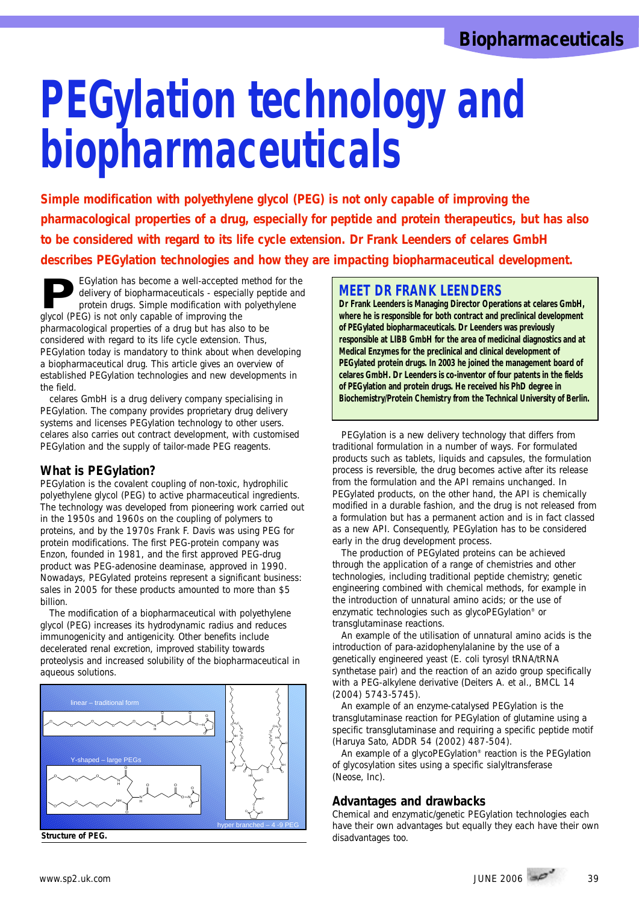# PEGylation technology and biopharmaceuticals

**Simple modification with polyethylene glycol (PEG) is not only capable of improving the pharmacological properties of a drug, especially for peptide and protein therapeutics, but has also to be considered with regard to its life cycle extension. Dr Frank Leenders of celares GmbH describes PEGylation technologies and how they are impacting biopharmaceutical development.**

PEGylation has become a well-accepted method for the delivery of biopharmaceuticals - especially peptide and protein drugs. Simple modification with polyethylene glycol (PEG) is not only capable of improving the pharmacological properties of a drug but has also to be considered with regard to its life cycle extension. Thus, PEGylation today is mandatory to think about when developing a biopharmaceutical drug. This article gives an overview of established PEGylation technologies and new developments in the field.

celares GmbH is a drug delivery company specialising in PEGylation. The company provides proprietary drug delivery systems and licenses PEGylation technology to other users. celares also carries out contract development, with customised PEGylation and the supply of tailor-made PEG reagents.

## What is PEGylation?

PEGylation is the covalent coupling of non-toxic, hydrophilic polyethylene glycol (PEG) to active pharmaceutical ingredients. The technology was developed from pioneering work carried out in the 1950s and 1960s on the coupling of polymers to proteins, and by the 1970s Frank F. Davis was using PEG for protein modifications. The first PEG-protein company was Enzon, founded in 1981, and the first approved PEG-drug product was PEG-adenosine deaminase, approved in 1990. Nowadays, PEGylated proteins represent a significant business: sales in 2005 for these products amounted to more than $5 billion.

The modification of a biopharmaceutical with polyethylene glycol (PEG) increases its hydrodynamic radius and reduces immunogenicity and antigenicity. Other benefits include decelerated renal excretion, improved stability towards proteolysis and increased solubility of the biopharmaceutical in aqueous solutions.

linear – traditional form

Y-shaped – large PEGs

hyper branched – 4 -9 PEG

**Structure of PEG.**

### MEET DR FRANK LEENDERS

**Dr Frank Leenders is Managing Director Operations at celares GmbH, where he is responsible for both contract and preclinical development of PEGylated biopharmaceuticals. Dr Leenders was previously responsible at LIBB GmbH for the area of medicinal diagnostics and at Medical Enzymes for the preclinical and clinical development of PEGylated protein drugs. In 2003 he joined the management board of celares GmbH. Dr Leenders is co-inventor of four patents in the fields of PEGylation and protein drugs. He received his PhD degree in Biochemistry/Protein Chemistry from the Technical University of Berlin.**

PEGylation is a new delivery technology that differs from traditional formulation in a number of ways. For formulated products such as tablets, liquids and capsules, the formulation process is reversible, the drug becomes active after its release from the formulation and the API remains unchanged. In PEGylated products, on the other hand, the API is chemically modified in a durable fashion, and the drug is not released from a formulation but has a permanent action and is in fact classed as a new API. Consequently, PEGylation has to be considered early in the drug development process.

The production of PEGylated proteins can be achieved through the application of a range of chemistries and other technologies, including traditional peptide chemistry; genetic engineering combined with chemical methods, for example in the introduction of unnatural amino acids; or the use of enzymatic technologies such as glycoPEGylation® or transglutaminase reactions.

An example of the utilisation of unnatural amino acids is the introduction of para-azidophenylalanine by the use of a genetically engineered yeast (E. coli tyrosyl tRNA/tRNA synthetase pair) and the reaction of an azido group specifically with a PEG-alkylene derivative (Deiters A. et al., BMCL 14 (2004) 5743-5745).

An example of an enzyme-catalysed PEGylation is the transglutaminase reaction for PEGylation of glutamine using a specific transglutaminase and requiring a specific peptide motif (Haruya Sato, ADDR 54 (2002) 487-504).

An example of a glycoPEGylation® reaction is the PEGylation of glycosylation sites using a specific sialyltransferase (Neose, Inc).

## Advantages and drawbacks

Chemical and enzymatic/genetic PEGylation technologies each have their own advantages but equally they each have their own disadvantages too.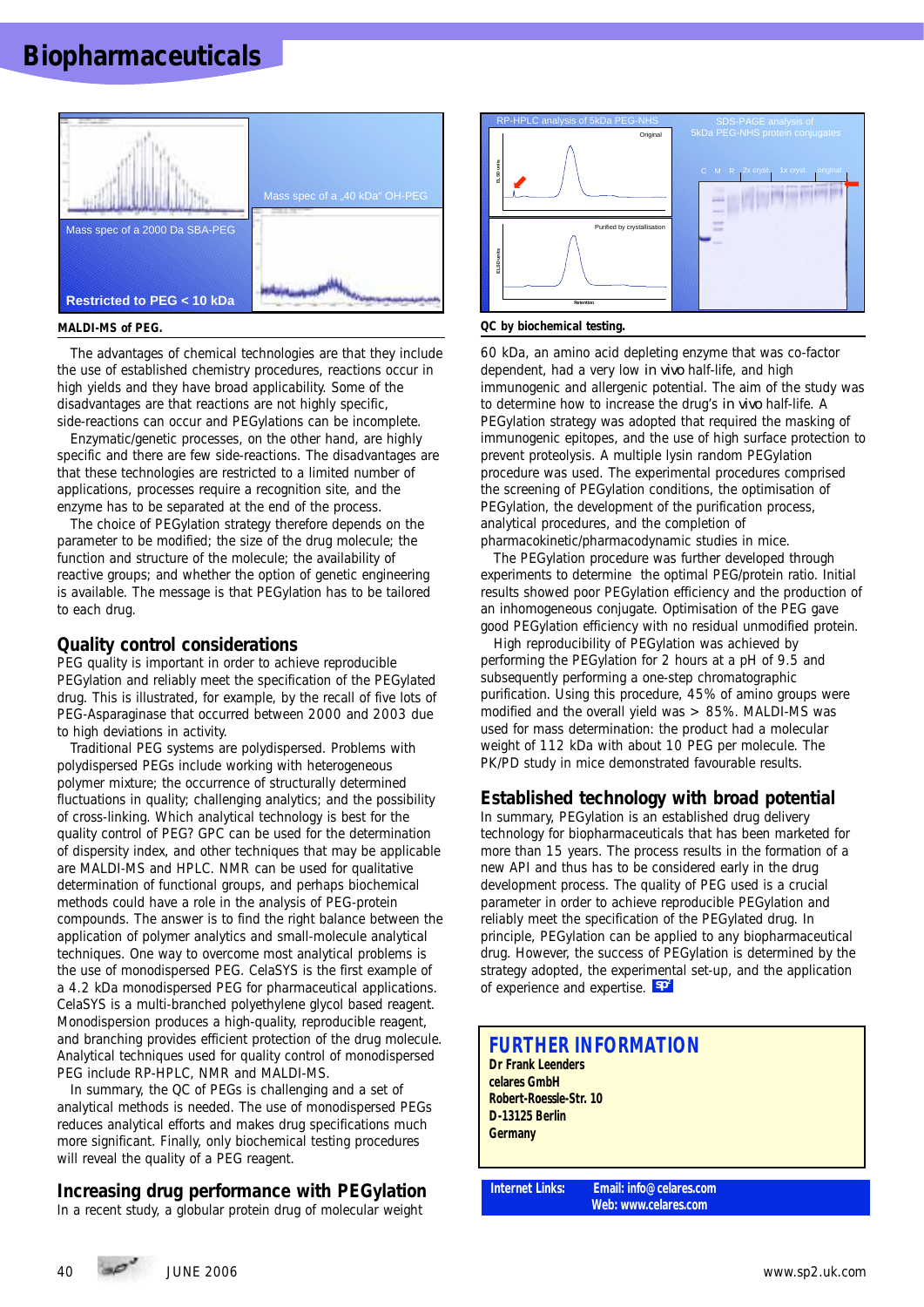Mass spec of a 2000 Da SBA-PEG

Mass spec of a „40 kDa" OH-PEG

Restricted to PEG < 10 kDa

**MALDI-MS of PEG.**

RP-HPLC analysis of 5kDa PEG-NHS

Original

Purified by crystallisation

Retention

SDS-PAGE analysis of 5kDa PEG-NHS protein conjugates

C M R 2x cryst. 1x cryst. original

**QC by biochemical testing.**

The advantages of chemical technologies are that they include the use of established chemistry procedures, reactions occur in high yields and they have broad applicability. Some of the disadvantages are that reactions are not highly specific, side-reactions can occur and PEGylations can be incomplete.

Enzymatic/genetic processes, on the other hand, are highly specific and there are few side-reactions. The disadvantages are that these technologies are restricted to a limited number of applications, processes require a recognition site, and the enzyme has to be separated at the end of the process.

The choice of PEGylation strategy therefore depends on the parameter to be modified; the size of the drug molecule; the function and structure of the molecule; the availability of reactive groups; and whether the option of genetic engineering is available. The message is that PEGylation has to be tailored to each drug.

## Quality control considerations

PEG quality is important in order to achieve reproducible PEGylation and reliably meet the specification of the PEGylated drug. This is illustrated, for example, by the recall of five lots of PEG-Asparaginase that occurred between 2000 and 2003 due to high deviations in activity.

Traditional PEG systems are polydispersed. Problems with polydispersed PEGs include working with heterogeneous polymer mixture; the occurrence of structurally determined fluctuations in quality; challenging analytics; and the possibility of cross-linking. Which analytical technology is best for the quality control of PEG? GPC can be used for the determination of dispersity index, and other techniques that may be applicable are MALDI-MS and HPLC. NMR can be used for qualitative determination of functional groups, and perhaps biochemical methods could have a role in the analysis of PEG-protein compounds. The answer is to find the right balance between the application of polymer analytics and small-molecule analytical techniques. One way to overcome most analytical problems is the use of monodispersed PEG. CelaSYS is the first example of a 4.2 kDa monodispersed PEG for pharmaceutical applications. CelaSYS is a multi-branched polyethylene glycol based reagent. Monodispersion produces a high-quality, reproducible reagent, and branching provides efficient protection of the drug molecule. Analytical techniques used for quality control of monodispersed PEG include RP-HPLC, NMR and MALDI-MS.

In summary, the QC of PEGs is challenging and a set of analytical methods is needed. The use of monodispersed PEGs reduces analytical efforts and makes drug specifications much more significant. Finally, only biochemical testing procedures will reveal the quality of a PEG reagent.

## Increasing drug performance with PEGylation

In a recent study, a globular protein drug of molecular weight 60 kDa, an amino acid depleting enzyme that was co-factor dependent, had a very low *in vivo* half-life, and high immunogenic and allergenic potential. The aim of the study was to determine how to increase the drug's *in vivo* half-life. A PEGylation strategy was adopted that required the masking of immunogenic epitopes, and the use of high surface protection to prevent proteolysis. A multiple lysin random PEGylation procedure was used. The experimental procedures comprised the screening of PEGylation conditions, the optimisation of PEGylation, the development of the purification process, analytical procedures, and the completion of pharmacokinetic/pharmacodynamic studies in mice.

The PEGylation procedure was further developed through experiments to determine the optimal PEG/protein ratio. Initial results showed poor PEGylation efficiency and the production of an inhomogeneous conjugate. Optimisation of the PEG gave good PEGylation efficiency with no residual unmodified protein.

High reproducibility of PEGylation was achieved by performing the PEGylation for 2 hours at a pH of 9.5 and subsequently performing a one-step chromatographic purification. Using this procedure, 45% of amino groups were modified and the overall yield was > 85%. MALDI-MS was used for mass determination: the product had a molecular weight of 112 kDa with about 10 PEG per molecule. The PK/PD study in mice demonstrated favourable results.

## Established technology with broad potential

In summary, PEGylation is an established drug delivery technology for biopharmaceuticals that has been marketed for more than 15 years. The process results in the formation of a new API and thus has to be considered early in the drug development process. The quality of PEG used is a crucial parameter in order to achieve reproducible PEGylation and reliably meet the specification of the PEGylated drug. In principle, PEGylation can be applied to any biopharmaceutical drug. However, the success of PEGylation is determined by the strategy adopted, the experimental set-up, and the application of experience and expertise.

## FURTHER INFORMATION

**Dr Frank Leenders**
**celares GmbH**
**Robert-Roessle-Str. 10**
**D-13125 Berlin**
**Germany**

**Internet Links:** **Email: info@celares.com**
**Web: www.celares.com**